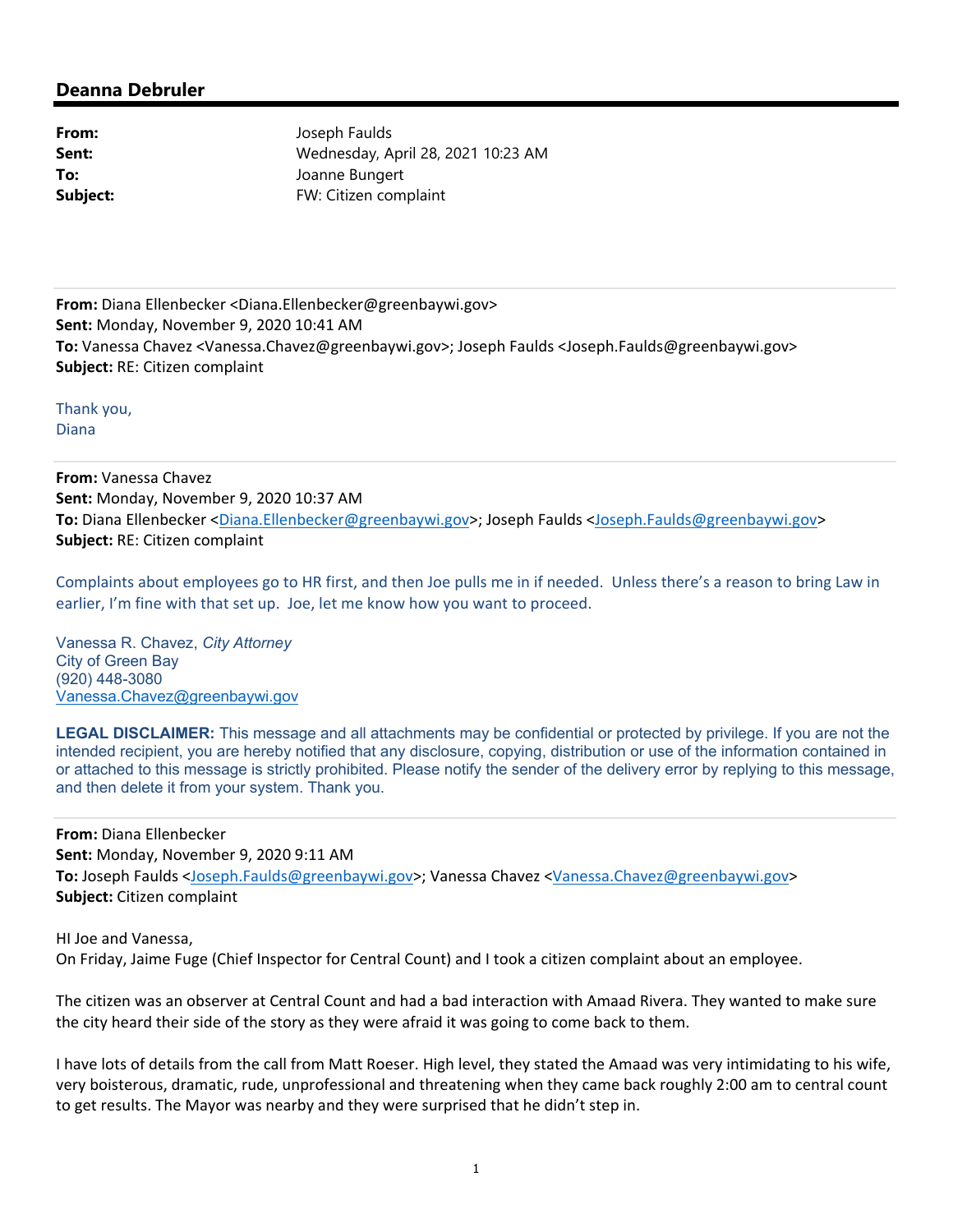## Deanna Debruler

**From:** Joseph Faulds
**Sent:** Wednesday, April 28, 2021 10:23 AM
**To:** Joanne Bungert
**Subject:** FW: Citizen complaint

---

**From:** Diana Ellenbecker <Diana.Ellenbecker@greenbaywi.gov>
**Sent:** Monday, November 9, 2020 10:41 AM
**To:** Vanessa Chavez <Vanessa.Chavez@greenbaywi.gov>; Joseph Faulds <Joseph.Faulds@greenbaywi.gov>
**Subject:** RE: Citizen complaint

Thank you,
Diana

---

**From:** Vanessa Chavez
**Sent:** Monday, November 9, 2020 10:37 AM
**To:** Diana Ellenbecker <Diana.Ellenbecker@greenbaywi.gov>; Joseph Faulds <Joseph.Faulds@greenbaywi.gov>
**Subject:** RE: Citizen complaint

Complaints about employees go to HR first, and then Joe pulls me in if needed. Unless there's a reason to bring Law in earlier, I'm fine with that set up. Joe, let me know how you want to proceed.

Vanessa R. Chavez, *City Attorney*
City of Green Bay
(920) 448-3080
Vanessa.Chavez@greenbaywi.gov

**LEGAL DISCLAIMER:** This message and all attachments may be confidential or protected by privilege. If you are not the intended recipient, you are hereby notified that any disclosure, copying, distribution or use of the information contained in or attached to this message is strictly prohibited. Please notify the sender of the delivery error by replying to this message, and then delete it from your system. Thank you.

---

**From:** Diana Ellenbecker
**Sent:** Monday, November 9, 2020 9:11 AM
**To:** Joseph Faulds <Joseph.Faulds@greenbaywi.gov>; Vanessa Chavez <Vanessa.Chavez@greenbaywi.gov>
**Subject:** Citizen complaint

HI Joe and Vanessa,
On Friday, Jaime Fuge (Chief Inspector for Central Count) and I took a citizen complaint about an employee.

The citizen was an observer at Central Count and had a bad interaction with Amaad Rivera. They wanted to make sure the city heard their side of the story as they were afraid it was going to come back to them.

I have lots of details from the call from Matt Roeser. High level, they stated the Amaad was very intimidating to his wife, very boisterous, dramatic, rude, unprofessional and threatening when they came back roughly 2:00 am to central count to get results. The Mayor was nearby and they were surprised that he didn't step in.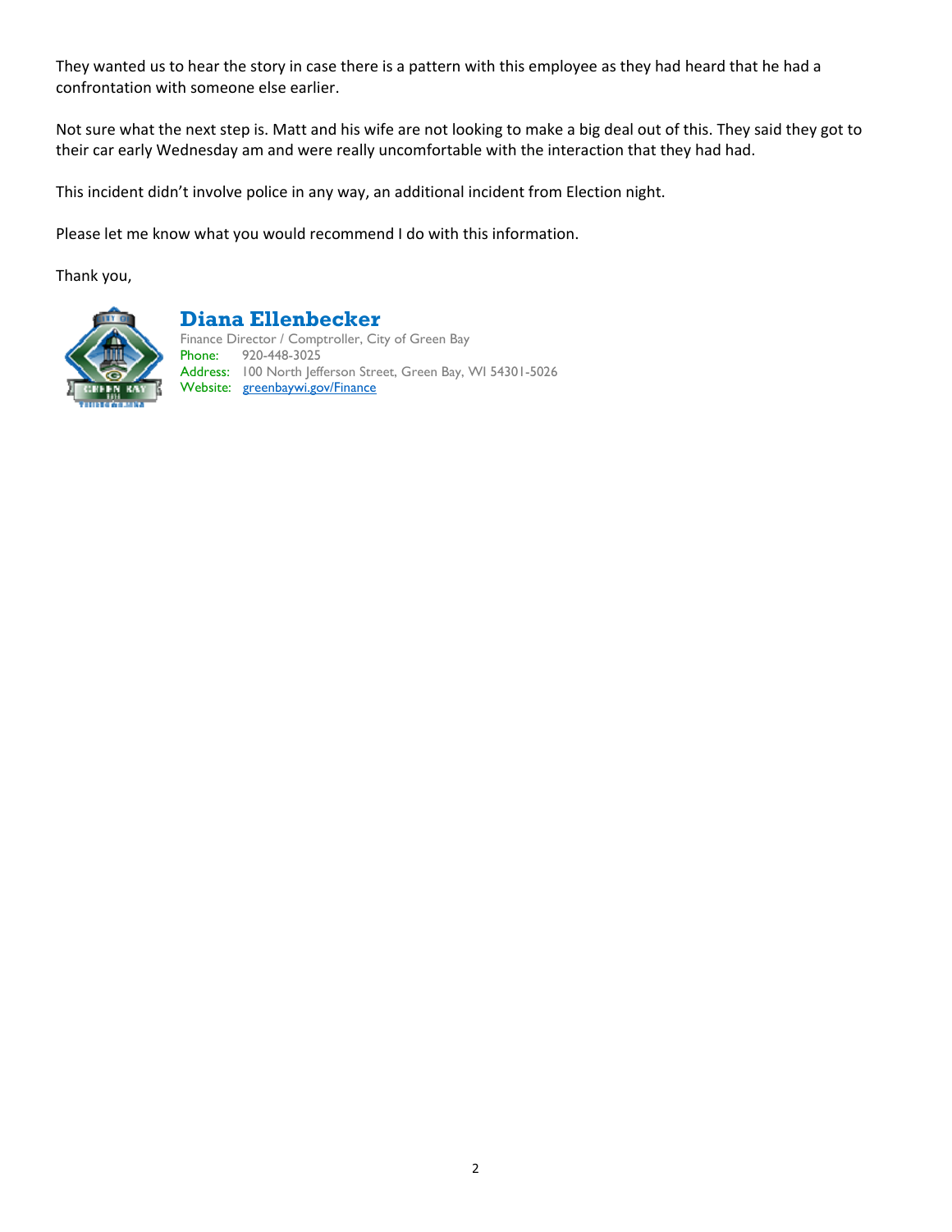They wanted us to hear the story in case there is a pattern with this employee as they had heard that he had a confrontation with someone else earlier.

Not sure what the next step is. Matt and his wife are not looking to make a big deal out of this. They said they got to their car early Wednesday am and were really uncomfortable with the interaction that they had had.

This incident didn't involve police in any way, an additional incident from Election night.

Please let me know what you would recommend I do with this information.

Thank you,

**Diana Ellenbecker**
Finance Director / Comptroller, City of Green Bay
Phone: 920-448-3025
Address: 100 North Jefferson Street, Green Bay, WI 54301-5026
Website: greenbaywi.gov/Finance